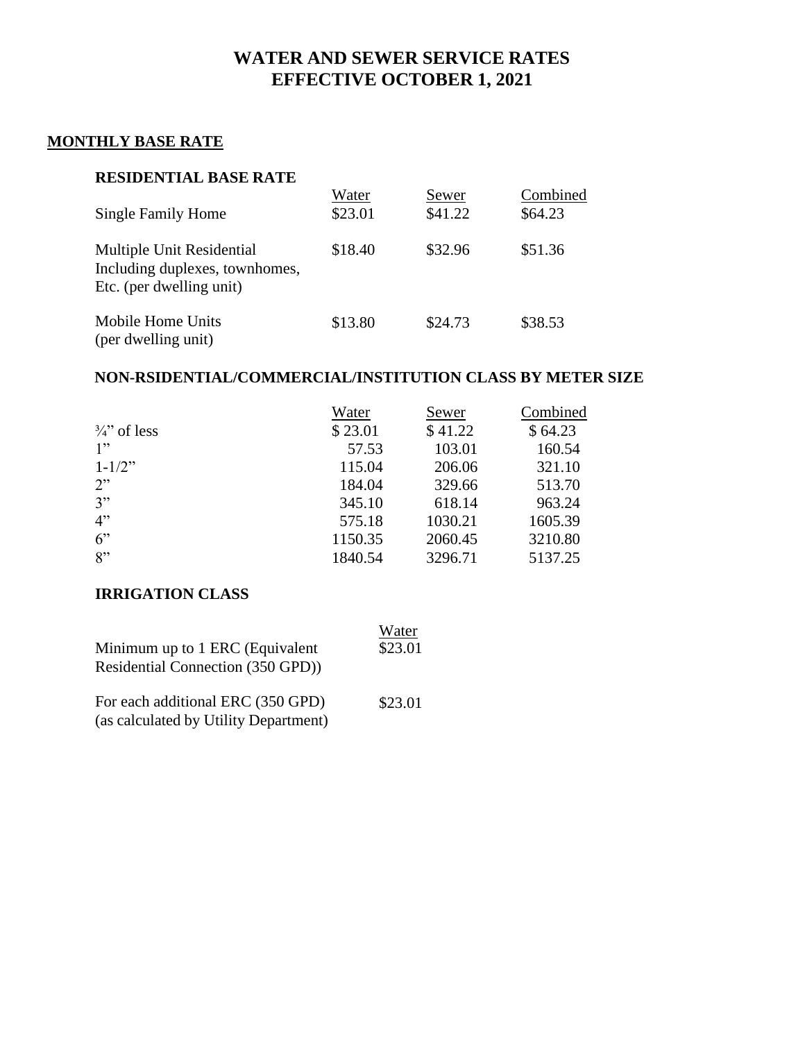# WATER AND SEWER SERVICE RATES
# EFFECTIVE OCTOBER 1, 2021

## MONTHLY BASE RATE

### RESIDENTIAL BASE RATE

| | Water | Sewer | Combined |
|---|---|---|---|
| Single Family Home | \$23.01 | \$41.22 | \$64.23 |
| Multiple Unit Residential Including duplexes, townhomes, Etc. (per dwelling unit) | \$18.40 | \$32.96 | \$51.36 |
| Mobile Home Units (per dwelling unit) | \$13.80 | \$24.73 | \$38.53 |

### NON-RSIDENTIAL/COMMERCIAL/INSTITUTION CLASS BY METER SIZE

| | Water | Sewer | Combined |
|---|---|---|---|
| ¾" of less | \$ 23.01 | \$ 41.22 | \$ 64.23 |
| 1" | 57.53 | 103.01 | 160.54 |
| 1-1/2" | 115.04 | 206.06 | 321.10 |
| 2" | 184.04 | 329.66 | 513.70 |
| 3" | 345.10 | 618.14 | 963.24 |
| 4" | 575.18 | 1030.21 | 1605.39 |
| 6" | 1150.35 | 2060.45 | 3210.80 |
| 8" | 1840.54 | 3296.71 | 5137.25 |

### IRRIGATION CLASS

| | Water |
|---|---|
| Minimum up to 1 ERC (Equivalent Residential Connection (350 GPD)) | \$23.01 |
| For each additional ERC (350 GPD) (as calculated by Utility Department) | \$23.01 |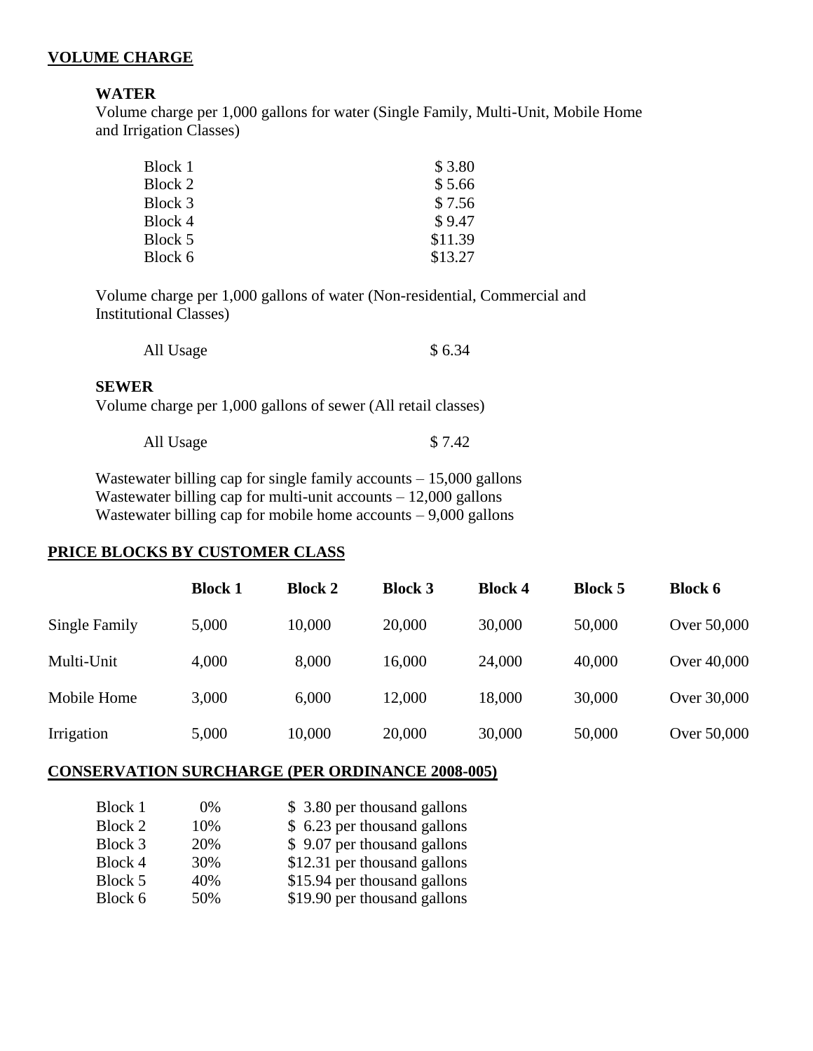## VOLUME CHARGE

### WATER

Volume charge per 1,000 gallons for water (Single Family, Multi-Unit, Mobile Home and Irrigation Classes)

| | |
|---|---|
| Block 1 | $ 3.80 |
| Block 2 | $ 5.66 |
| Block 3 | $ 7.56 |
| Block 4 | $ 9.47 |
| Block 5 | $11.39 |
| Block 6 | $13.27 |

Volume charge per 1,000 gallons of water (Non-residential, Commercial and Institutional Classes)

| | |
|---|---|
| All Usage | $ 6.34 |

### SEWER

Volume charge per 1,000 gallons of sewer (All retail classes)

| | |
|---|---|
| All Usage | $ 7.42 |

Wastewater billing cap for single family accounts – 15,000 gallons
Wastewater billing cap for multi-unit accounts – 12,000 gallons
Wastewater billing cap for mobile home accounts – 9,000 gallons

## PRICE BLOCKS BY CUSTOMER CLASS

| | Block 1 | Block 2 | Block 3 | Block 4 | Block 5 | Block 6 |
|---|---|---|---|---|---|---|
| Single Family | 5,000 | 10,000 | 20,000 | 30,000 | 50,000 | Over 50,000 |
| Multi-Unit | 4,000 | 8,000 | 16,000 | 24,000 | 40,000 | Over 40,000 |
| Mobile Home | 3,000 | 6,000 | 12,000 | 18,000 | 30,000 | Over 30,000 |
| Irrigation | 5,000 | 10,000 | 20,000 | 30,000 | 50,000 | Over 50,000 |

## CONSERVATION SURCHARGE (PER ORDINANCE 2008-005)

| | | |
|---|---|---|
| Block 1 | 0% | $ 3.80 per thousand gallons |
| Block 2 | 10% | $ 6.23 per thousand gallons |
| Block 3 | 20% | $ 9.07 per thousand gallons |
| Block 4 | 30% | $12.31 per thousand gallons |
| Block 5 | 40% | $15.94 per thousand gallons |
| Block 6 | 50% | $19.90 per thousand gallons |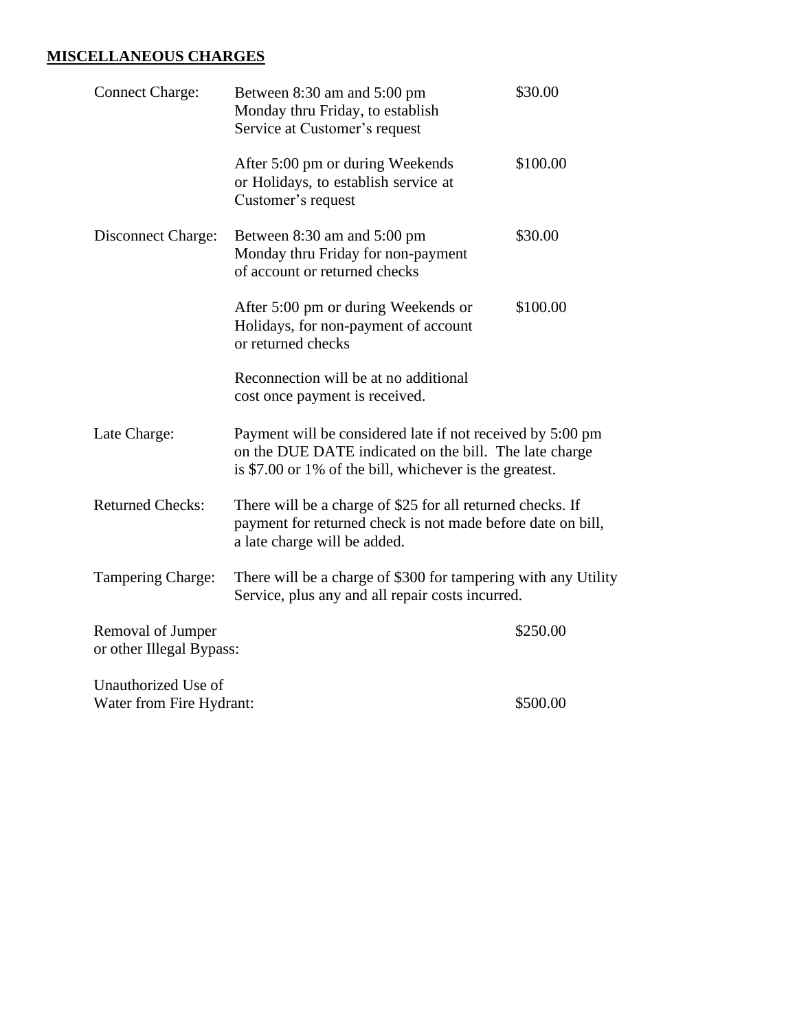**MISCELLANEOUS CHARGES**

| | | |
|---|---|---|
| Connect Charge: | Between 8:30 am and 5:00 pm Monday thru Friday, to establish Service at Customer's request | $30.00 |
| | After 5:00 pm or during Weekends or Holidays, to establish service at Customer's request | $100.00 |
| Disconnect Charge: | Between 8:30 am and 5:00 pm Monday thru Friday for non-payment of account or returned checks | $30.00 |
| | After 5:00 pm or during Weekends or Holidays, for non-payment of account or returned checks | $100.00 |
| | Reconnection will be at no additional cost once payment is received. | |
| Late Charge: | Payment will be considered late if not received by 5:00 pm on the DUE DATE indicated on the bill. The late charge is $7.00 or 1% of the bill, whichever is the greatest. | |
| Returned Checks: | There will be a charge of $25 for all returned checks. If payment for returned check is not made before date on bill, a late charge will be added. | |
| Tampering Charge: | There will be a charge of $300 for tampering with any Utility Service, plus any and all repair costs incurred. | |
| Removal of Jumper or other Illegal Bypass: | | $250.00 |
| Unauthorized Use of Water from Fire Hydrant: | | $500.00 |